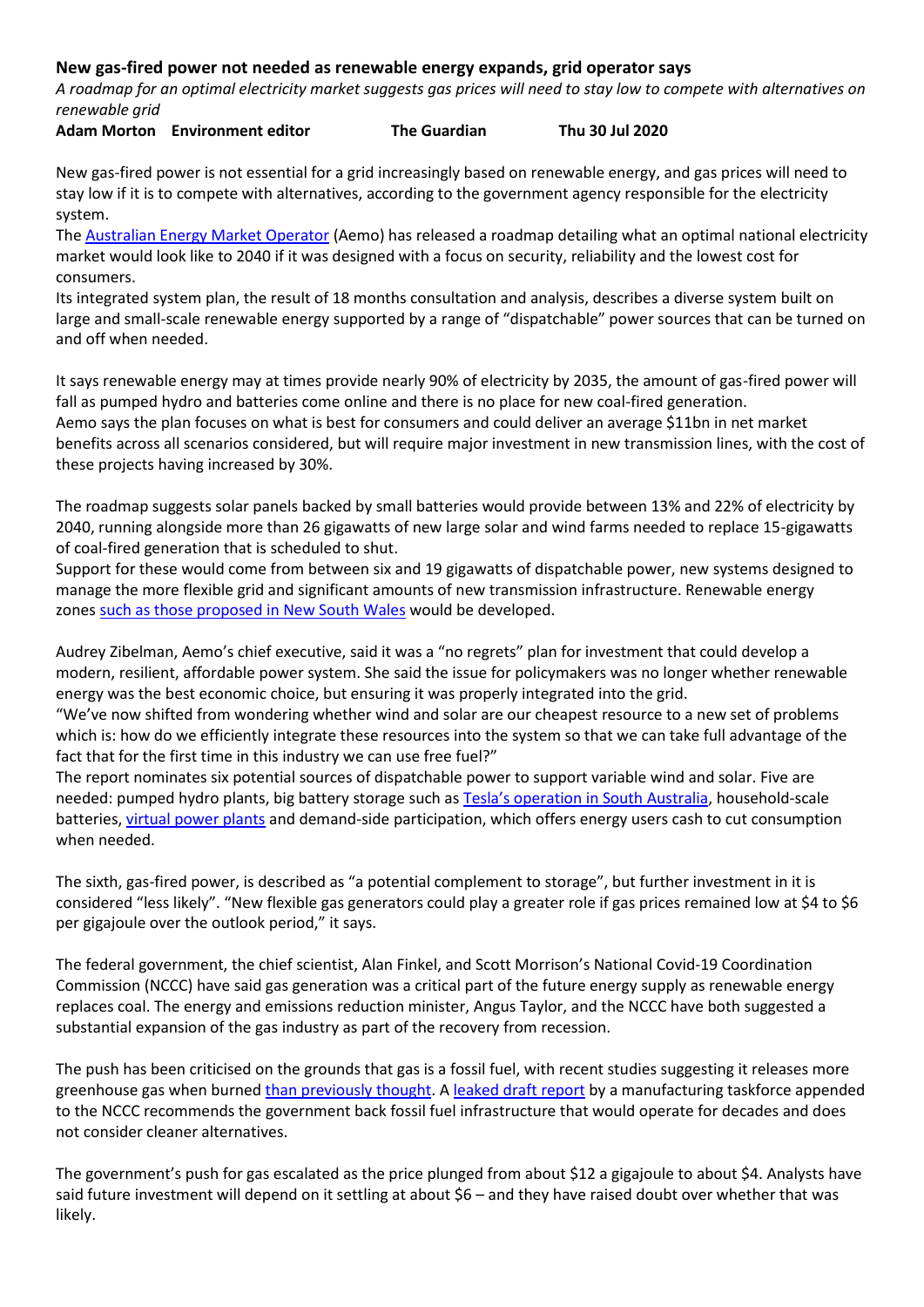## New gas-fired power not needed as renewable energy expands, grid operator says

*A roadmap for an optimal electricity market suggests gas prices will need to stay low to compete with alternatives on renewable grid*

**Adam Morton Environment editor The Guardian Thu 30 Jul 2020**

New gas-fired power is not essential for a grid increasingly based on renewable energy, and gas prices will need to stay low if it is to compete with alternatives, according to the government agency responsible for the electricity system.

The Australian Energy Market Operator (Aemo) has released a roadmap detailing what an optimal national electricity market would look like to 2040 if it was designed with a focus on security, reliability and the lowest cost for consumers.

Its integrated system plan, the result of 18 months consultation and analysis, describes a diverse system built on large and small-scale renewable energy supported by a range of "dispatchable" power sources that can be turned on and off when needed.

It says renewable energy may at times provide nearly 90% of electricity by 2035, the amount of gas-fired power will fall as pumped hydro and batteries come online and there is no place for new coal-fired generation.

Aemo says the plan focuses on what is best for consumers and could deliver an average $11bn in net market benefits across all scenarios considered, but will require major investment in new transmission lines, with the cost of these projects having increased by 30%.

The roadmap suggests solar panels backed by small batteries would provide between 13% and 22% of electricity by 2040, running alongside more than 26 gigawatts of new large solar and wind farms needed to replace 15-gigawatts of coal-fired generation that is scheduled to shut.

Support for these would come from between six and 19 gigawatts of dispatchable power, new systems designed to manage the more flexible grid and significant amounts of new transmission infrastructure. Renewable energy zones such as those proposed in New South Wales would be developed.

Audrey Zibelman, Aemo's chief executive, said it was a "no regrets" plan for investment that could develop a modern, resilient, affordable power system. She said the issue for policymakers was no longer whether renewable energy was the best economic choice, but ensuring it was properly integrated into the grid.

"We've now shifted from wondering whether wind and solar are our cheapest resource to a new set of problems which is: how do we efficiently integrate these resources into the system so that we can take full advantage of the fact that for the first time in this industry we can use free fuel?"

The report nominates six potential sources of dispatchable power to support variable wind and solar. Five are needed: pumped hydro plants, big battery storage such as Tesla's operation in South Australia, household-scale batteries, virtual power plants and demand-side participation, which offers energy users cash to cut consumption when needed.

The sixth, gas-fired power, is described as "a potential complement to storage", but further investment in it is considered "less likely". "New flexible gas generators could play a greater role if gas prices remained low at $4 to $6 per gigajoule over the outlook period," it says.

The federal government, the chief scientist, Alan Finkel, and Scott Morrison's National Covid-19 Coordination Commission (NCCC) have said gas generation was a critical part of the future energy supply as renewable energy replaces coal. The energy and emissions reduction minister, Angus Taylor, and the NCCC have both suggested a substantial expansion of the gas industry as part of the recovery from recession.

The push has been criticised on the grounds that gas is a fossil fuel, with recent studies suggesting it releases more greenhouse gas when burned than previously thought. A leaked draft report by a manufacturing taskforce appended to the NCCC recommends the government back fossil fuel infrastructure that would operate for decades and does not consider cleaner alternatives.

The government's push for gas escalated as the price plunged from about $12 a gigajoule to about $4. Analysts have said future investment will depend on it settling at about $6 – and they have raised doubt over whether that was likely.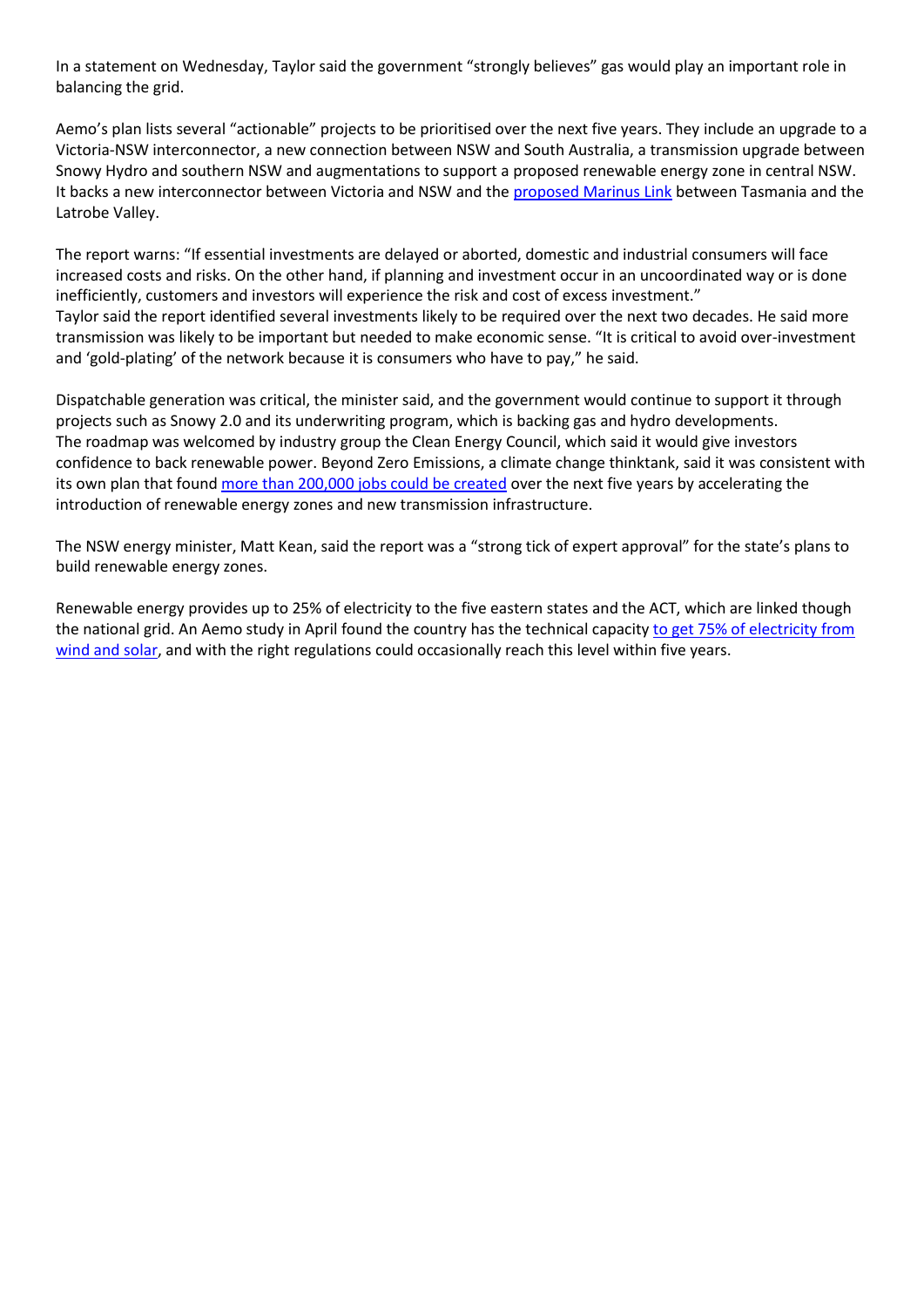In a statement on Wednesday, Taylor said the government "strongly believes" gas would play an important role in balancing the grid.

Aemo's plan lists several "actionable" projects to be prioritised over the next five years. They include an upgrade to a Victoria-NSW interconnector, a new connection between NSW and South Australia, a transmission upgrade between Snowy Hydro and southern NSW and augmentations to support a proposed renewable energy zone in central NSW. It backs a new interconnector between Victoria and NSW and the proposed Marinus Link between Tasmania and the Latrobe Valley.

The report warns: "If essential investments are delayed or aborted, domestic and industrial consumers will face increased costs and risks. On the other hand, if planning and investment occur in an uncoordinated way or is done inefficiently, customers and investors will experience the risk and cost of excess investment."
Taylor said the report identified several investments likely to be required over the next two decades. He said more transmission was likely to be important but needed to make economic sense. "It is critical to avoid over-investment and 'gold-plating' of the network because it is consumers who have to pay," he said.

Dispatchable generation was critical, the minister said, and the government would continue to support it through projects such as Snowy 2.0 and its underwriting program, which is backing gas and hydro developments.
The roadmap was welcomed by industry group the Clean Energy Council, which said it would give investors confidence to back renewable power. Beyond Zero Emissions, a climate change thinktank, said it was consistent with its own plan that found more than 200,000 jobs could be created over the next five years by accelerating the introduction of renewable energy zones and new transmission infrastructure.

The NSW energy minister, Matt Kean, said the report was a "strong tick of expert approval" for the state's plans to build renewable energy zones.

Renewable energy provides up to 25% of electricity to the five eastern states and the ACT, which are linked though the national grid. An Aemo study in April found the country has the technical capacity to get 75% of electricity from wind and solar, and with the right regulations could occasionally reach this level within five years.